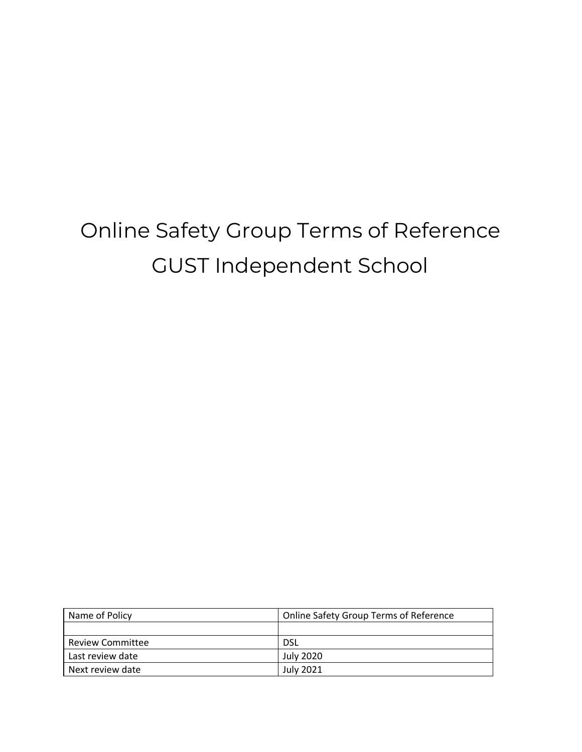# Online Safety Group Terms of Reference
# GUST Independent School

| Name of Policy | Online Safety Group Terms of Reference |
| --- | --- |
| | |
| Review Committee | DSL |
| Last review date | July 2020 |
| Next review date | July 2021 |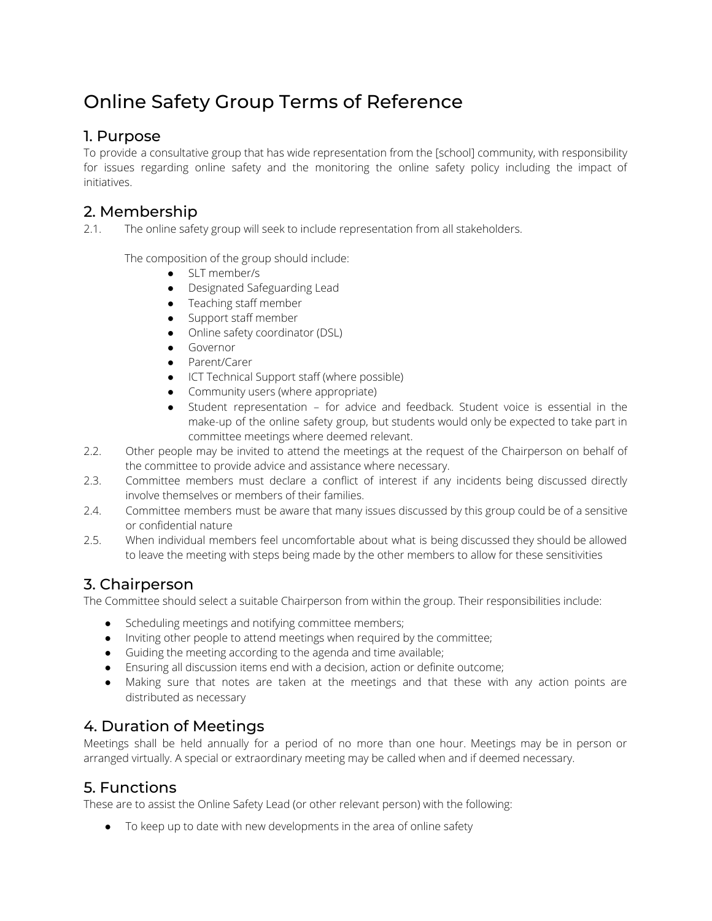# Online Safety Group Terms of Reference

## 1. Purpose

To provide a consultative group that has wide representation from the [school] community, with responsibility for issues regarding online safety and the monitoring the online safety policy including the impact of initiatives.

## 2. Membership

2.1. The online safety group will seek to include representation from all stakeholders.

The composition of the group should include:

- SLT member/s
- Designated Safeguarding Lead
- Teaching staff member
- Support staff member
- Online safety coordinator (DSL)
- Governor
- Parent/Carer
- ICT Technical Support staff (where possible)
- Community users (where appropriate)
- Student representation – for advice and feedback. Student voice is essential in the make-up of the online safety group, but students would only be expected to take part in committee meetings where deemed relevant.

2.2. Other people may be invited to attend the meetings at the request of the Chairperson on behalf of the committee to provide advice and assistance where necessary.

2.3. Committee members must declare a conflict of interest if any incidents being discussed directly involve themselves or members of their families.

2.4. Committee members must be aware that many issues discussed by this group could be of a sensitive or confidential nature

2.5. When individual members feel uncomfortable about what is being discussed they should be allowed to leave the meeting with steps being made by the other members to allow for these sensitivities

## 3. Chairperson

The Committee should select a suitable Chairperson from within the group. Their responsibilities include:

- Scheduling meetings and notifying committee members;
- Inviting other people to attend meetings when required by the committee;
- Guiding the meeting according to the agenda and time available;
- Ensuring all discussion items end with a decision, action or definite outcome;
- Making sure that notes are taken at the meetings and that these with any action points are distributed as necessary

## 4. Duration of Meetings

Meetings shall be held annually for a period of no more than one hour. Meetings may be in person or arranged virtually. A special or extraordinary meeting may be called when and if deemed necessary.

## 5. Functions

These are to assist the Online Safety Lead (or other relevant person) with the following:

- To keep up to date with new developments in the area of online safety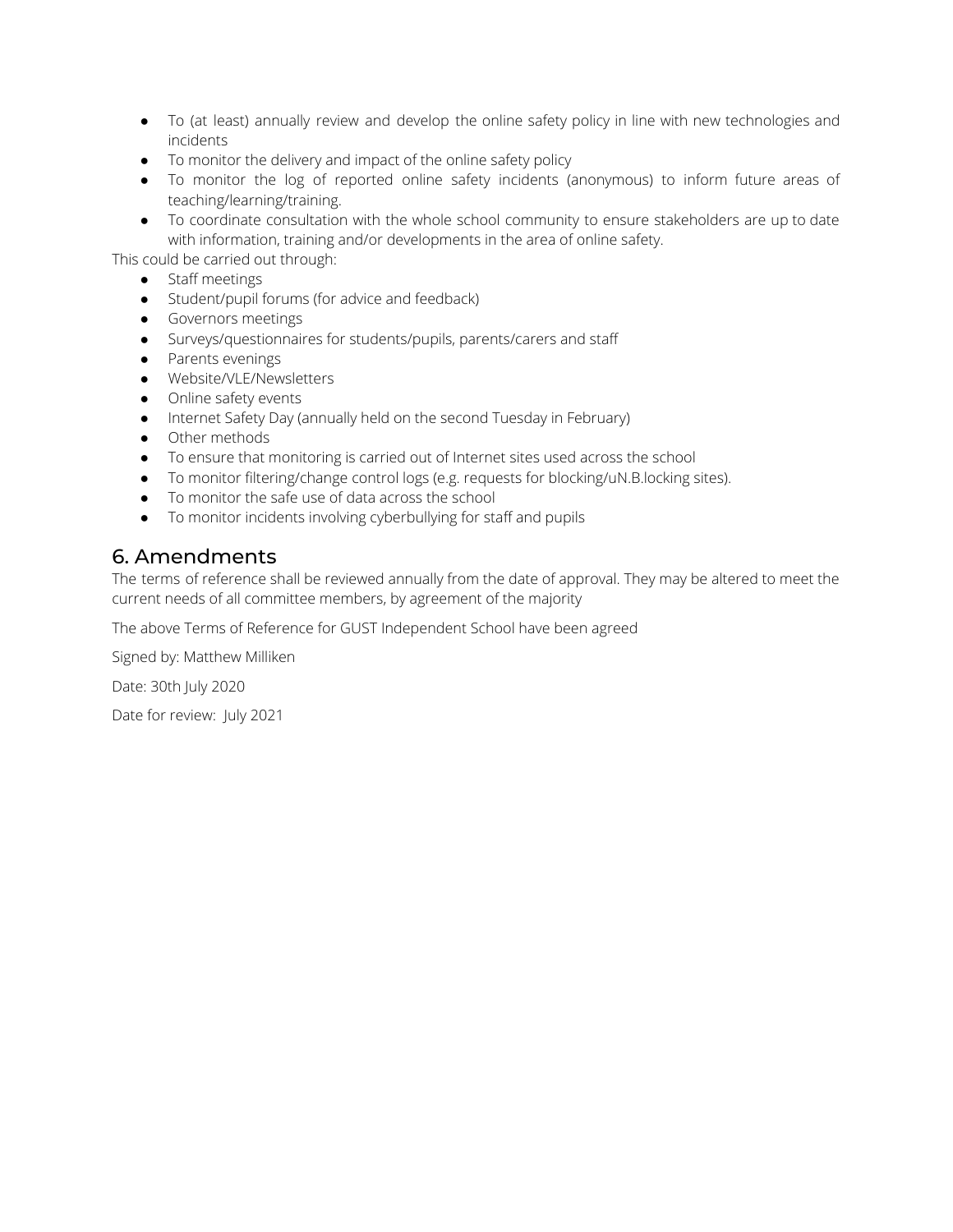- To (at least) annually review and develop the online safety policy in line with new technologies and incidents
- To monitor the delivery and impact of the online safety policy
- To monitor the log of reported online safety incidents (anonymous) to inform future areas of teaching/learning/training.
- To coordinate consultation with the whole school community to ensure stakeholders are up to date with information, training and/or developments in the area of online safety.

This could be carried out through:

- Staff meetings
- Student/pupil forums (for advice and feedback)
- Governors meetings
- Surveys/questionnaires for students/pupils, parents/carers and staff
- Parents evenings
- Website/VLE/Newsletters
- Online safety events
- Internet Safety Day (annually held on the second Tuesday in February)
- Other methods
- To ensure that monitoring is carried out of Internet sites used across the school
- To monitor filtering/change control logs (e.g. requests for blocking/uN.B.locking sites).
- To monitor the safe use of data across the school
- To monitor incidents involving cyberbullying for staff and pupils

## 6. Amendments

The terms of reference shall be reviewed annually from the date of approval. They may be altered to meet the current needs of all committee members, by agreement of the majority

The above Terms of Reference for GUST Independent School have been agreed

Signed by: Matthew Milliken

Date: 30th July 2020

Date for review: July 2021